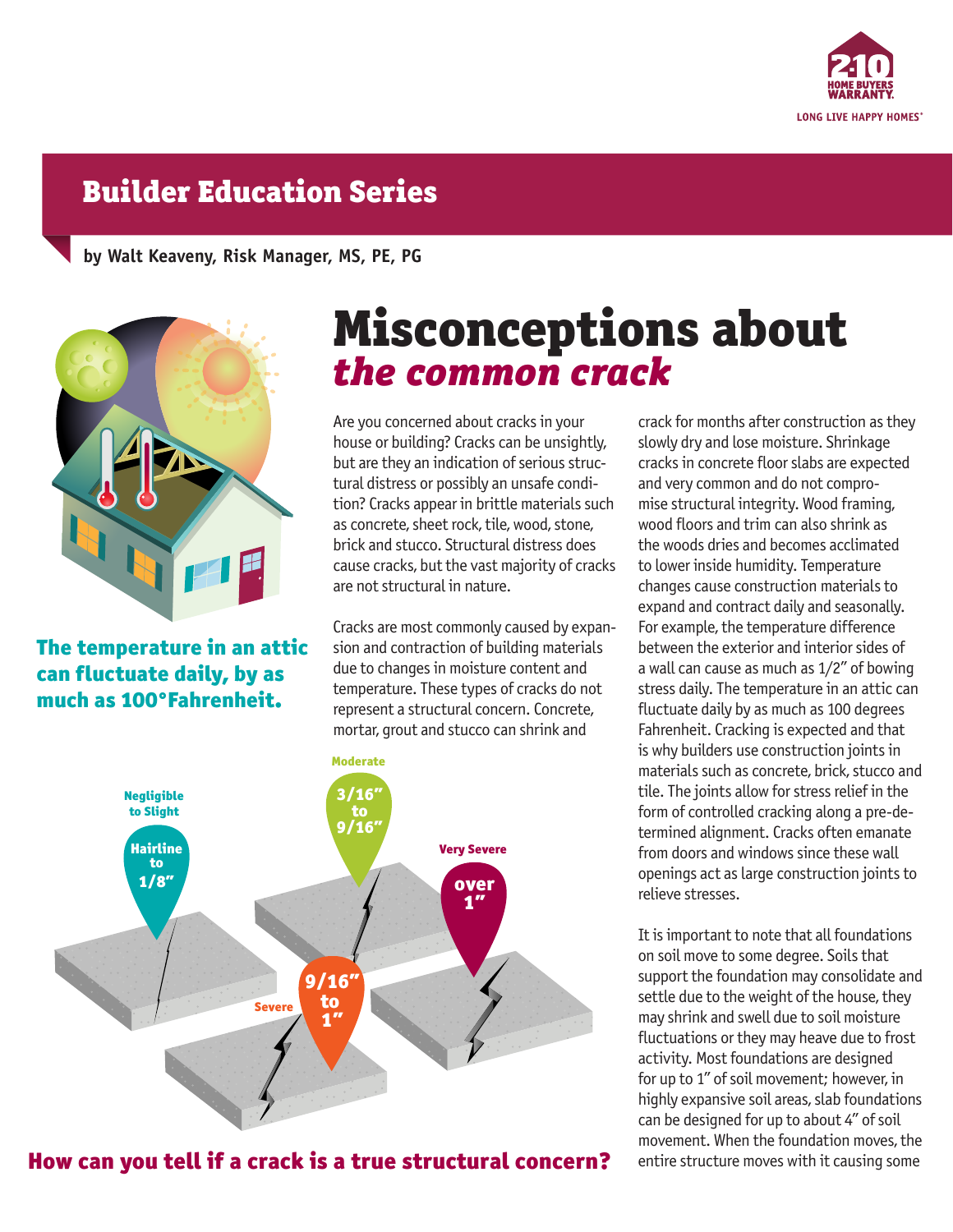# Builder Education Series

**by Walt Keaveny, Risk Manager, MS, PE, PG**

# Misconceptions about *the common crack*

**The temperature in an attic can fluctuate daily, by as much as 100°Fahrenheit.**

Are you concerned about cracks in your house or building? Cracks can be unsightly, but are they an indication of serious structural distress or possibly an unsafe condition? Cracks appear in brittle materials such as concrete, sheet rock, tile, wood, stone, brick and stucco. Structural distress does cause cracks, but the vast majority of cracks are not structural in nature.

Cracks are most commonly caused by expansion and contraction of building materials due to changes in moisture content and temperature. These types of cracks do not represent a structural concern. Concrete, mortar, grout and stucco can shrink and crack for months after construction as they slowly dry and lose moisture. Shrinkage cracks in concrete floor slabs are expected and very common and do not compromise structural integrity. Wood framing, wood floors and trim can also shrink as the woods dries and becomes acclimated to lower inside humidity. Temperature changes cause construction materials to expand and contract daily and seasonally. For example, the temperature difference between the exterior and interior sides of a wall can cause as much as 1/2" of bowing stress daily. The temperature in an attic can fluctuate daily by as much as 100 degrees Fahrenheit. Cracking is expected and that is why builders use construction joints in materials such as concrete, brick, stucco and tile. The joints allow for stress relief in the form of controlled cracking along a pre-determined alignment. Cracks often emanate from doors and windows since these wall openings act as large construction joints to relieve stresses.

Negligible to Slight: Hairline to 1/8"

Moderate: 3/16" to 9/16"

Severe: 9/16" to 1"

Very Severe: over 1"

**How can you tell if a crack is a true structural concern?**

It is important to note that all foundations on soil move to some degree. Soils that support the foundation may consolidate and settle due to the weight of the house, they may shrink and swell due to soil moisture fluctuations or they may heave due to frost activity. Most foundations are designed for up to 1" of soil movement; however, in highly expansive soil areas, slab foundations can be designed for up to about 4" of soil movement. When the foundation moves, the entire structure moves with it causing some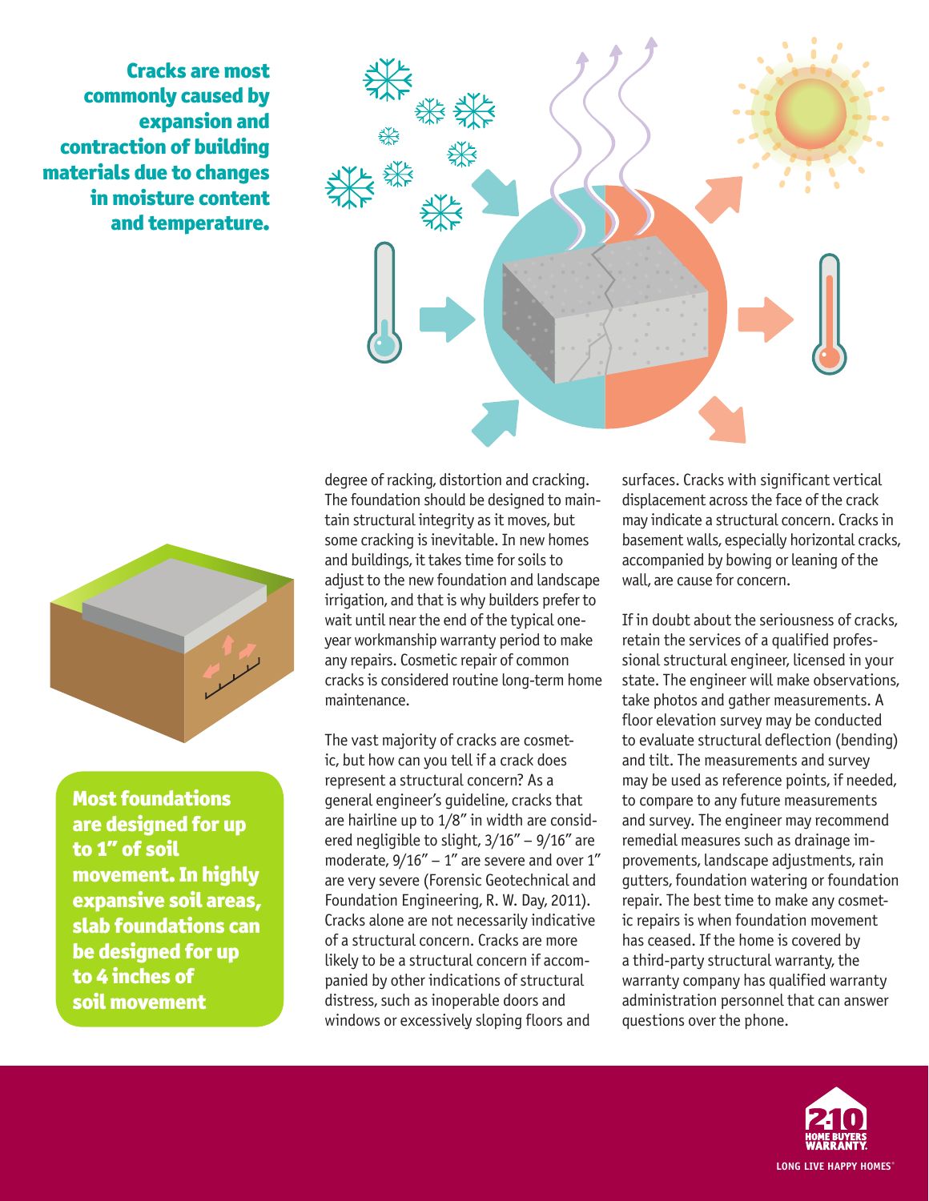**Cracks are most commonly caused by expansion and contraction of building materials due to changes in moisture content and temperature.**

**Most foundations are designed for up to 1" of soil movement. In highly expansive soil areas, slab foundations can be designed for up to 4 inches of soil movement**

degree of racking, distortion and cracking. The foundation should be designed to maintain structural integrity as it moves, but some cracking is inevitable. In new homes and buildings, it takes time for soils to adjust to the new foundation and landscape irrigation, and that is why builders prefer to wait until near the end of the typical one-year workmanship warranty period to make any repairs. Cosmetic repair of common cracks is considered routine long-term home maintenance.

The vast majority of cracks are cosmetic, but how can you tell if a crack does represent a structural concern? As a general engineer's guideline, cracks that are hairline up to 1/8" in width are considered negligible to slight, 3/16" – 9/16" are moderate, 9/16" – 1" are severe and over 1" are very severe (Forensic Geotechnical and Foundation Engineering, R. W. Day, 2011). Cracks alone are not necessarily indicative of a structural concern. Cracks are more likely to be a structural concern if accompanied by other indications of structural distress, such as inoperable doors and windows or excessively sloping floors and surfaces. Cracks with significant vertical displacement across the face of the crack may indicate a structural concern. Cracks in basement walls, especially horizontal cracks, accompanied by bowing or leaning of the wall, are cause for concern.

If in doubt about the seriousness of cracks, retain the services of a qualified professional structural engineer, licensed in your state. The engineer will make observations, take photos and gather measurements. A floor elevation survey may be conducted to evaluate structural deflection (bending) and tilt. The measurements and survey may be used as reference points, if needed, to compare to any future measurements and survey. The engineer may recommend remedial measures such as drainage improvements, landscape adjustments, rain gutters, foundation watering or foundation repair. The best time to make any cosmetic repairs is when foundation movement has ceased. If the home is covered by a third-party structural warranty, the warranty company has qualified warranty administration personnel that can answer questions over the phone.

2-10 HOME BUYERS WARRANTY.

LONG LIVE HAPPY HOMES